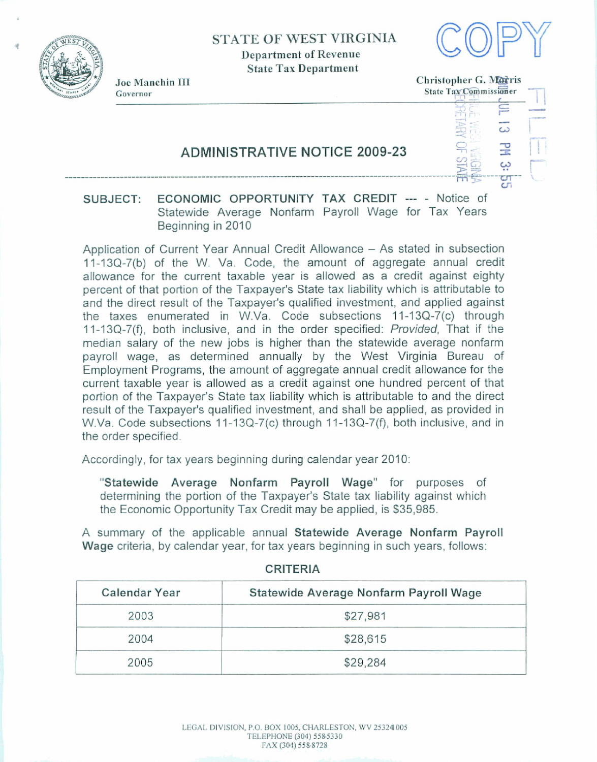STATE OF WEST VIRGINIA
Department of Revenue
State Tax Department

COPY

Joe Manchin III
Governor

Christopher G. Morris
State Tax Commissioner

FILED

2009 JUL 13 PM 3:55
OFFICE WEST VIRGINIA
SECRETARY OF STATE

# ADMINISTRATIVE NOTICE 2009-23

**SUBJECT:** ECONOMIC OPPORTUNITY TAX CREDIT --- - Notice of Statewide Average Nonfarm Payroll Wage for Tax Years Beginning in 2010

Application of Current Year Annual Credit Allowance – As stated in subsection 11-13Q-7(b) of the W. Va. Code, the amount of aggregate annual credit allowance for the current taxable year is allowed as a credit against eighty percent of that portion of the Taxpayer's State tax liability which is attributable to and the direct result of the Taxpayer's qualified investment, and applied against the taxes enumerated in W.Va. Code subsections 11-13Q-7(c) through 11-13Q-7(f), both inclusive, and in the order specified: *Provided*, That if the median salary of the new jobs is higher than the statewide average nonfarm payroll wage, as determined annually by the West Virginia Bureau of Employment Programs, the amount of aggregate annual credit allowance for the current taxable year is allowed as a credit against one hundred percent of that portion of the Taxpayer's State tax liability which is attributable to and the direct result of the Taxpayer's qualified investment, and shall be applied, as provided in W.Va. Code subsections 11-13Q-7(c) through 11-13Q-7(f), both inclusive, and in the order specified.

Accordingly, for tax years beginning during calendar year 2010:

> "**Statewide Average Nonfarm Payroll Wage**" for purposes of determining the portion of the Taxpayer's State tax liability against which the Economic Opportunity Tax Credit may be applied, is $35,985.

A summary of the applicable annual **Statewide Average Nonfarm Payroll Wage** criteria, by calendar year, for tax years beginning in such years, follows:

**CRITERIA**

| Calendar Year | Statewide Average Nonfarm Payroll Wage |
|---|---|
| 2003 | $27,981 |
| 2004 | $28,615 |
| 2005 | $29,284 |

LEGAL DIVISION, P.O. BOX 1005, CHARLESTON, WV 25324-1005
TELEPHONE (304) 558-5330
FAX (304) 558-8728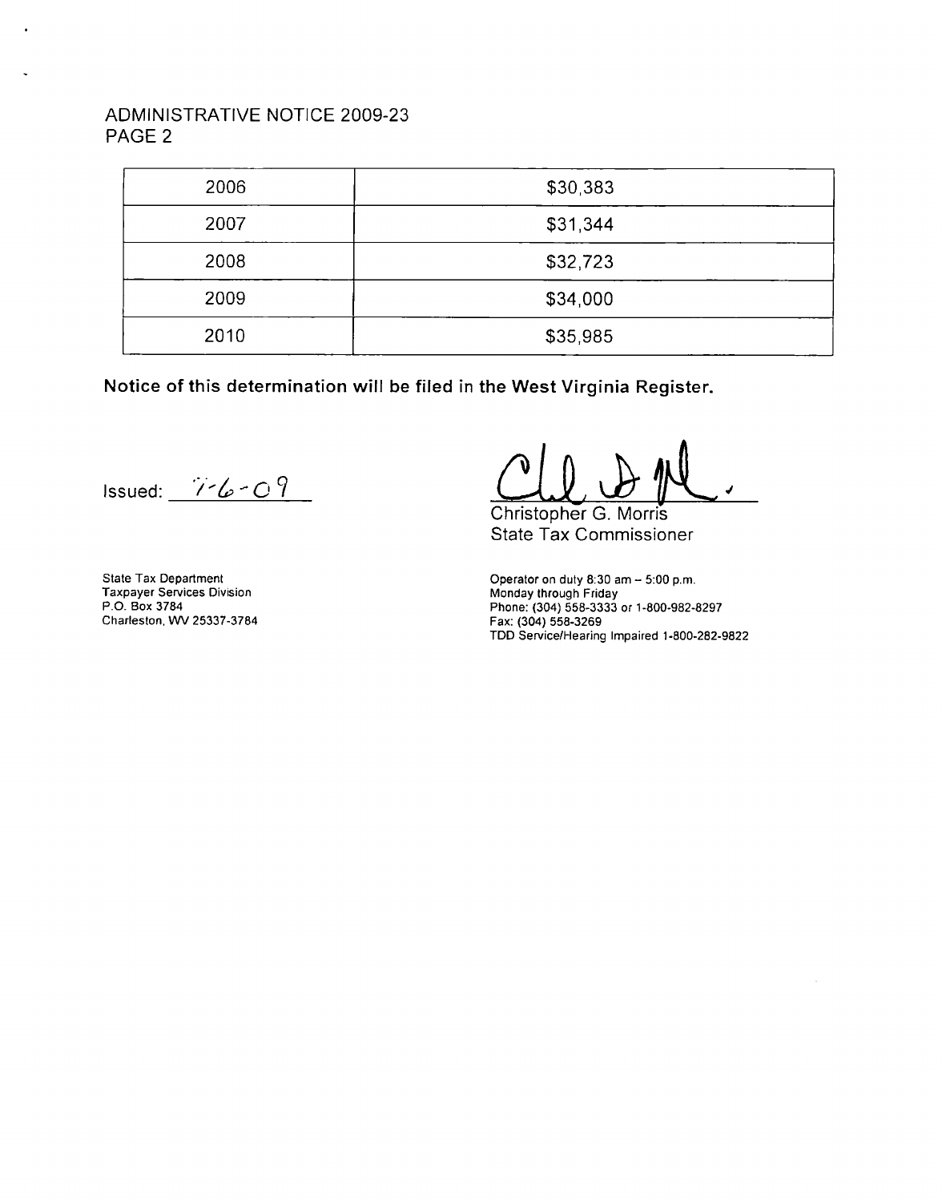ADMINISTRATIVE NOTICE 2009-23
PAGE 2

| | |
|---|---|
| 2006 | $30,383 |
| 2007 | $31,344 |
| 2008 | $32,723 |
| 2009 | $34,000 |
| 2010 | $35,985 |

**Notice of this determination will be filed in the West Virginia Register.**

Issued: 7-6-09

Christopher G. Morris
State Tax Commissioner

State Tax Department
Taxpayer Services Division
P.O. Box 3784
Charleston, WV 25337-3784

Operator on duty 8:30 am – 5:00 p.m.
Monday through Friday
Phone: (304) 558-3333 or 1-800-982-8297
Fax: (304) 558-3269
TDD Service/Hearing Impaired 1-800-282-9822